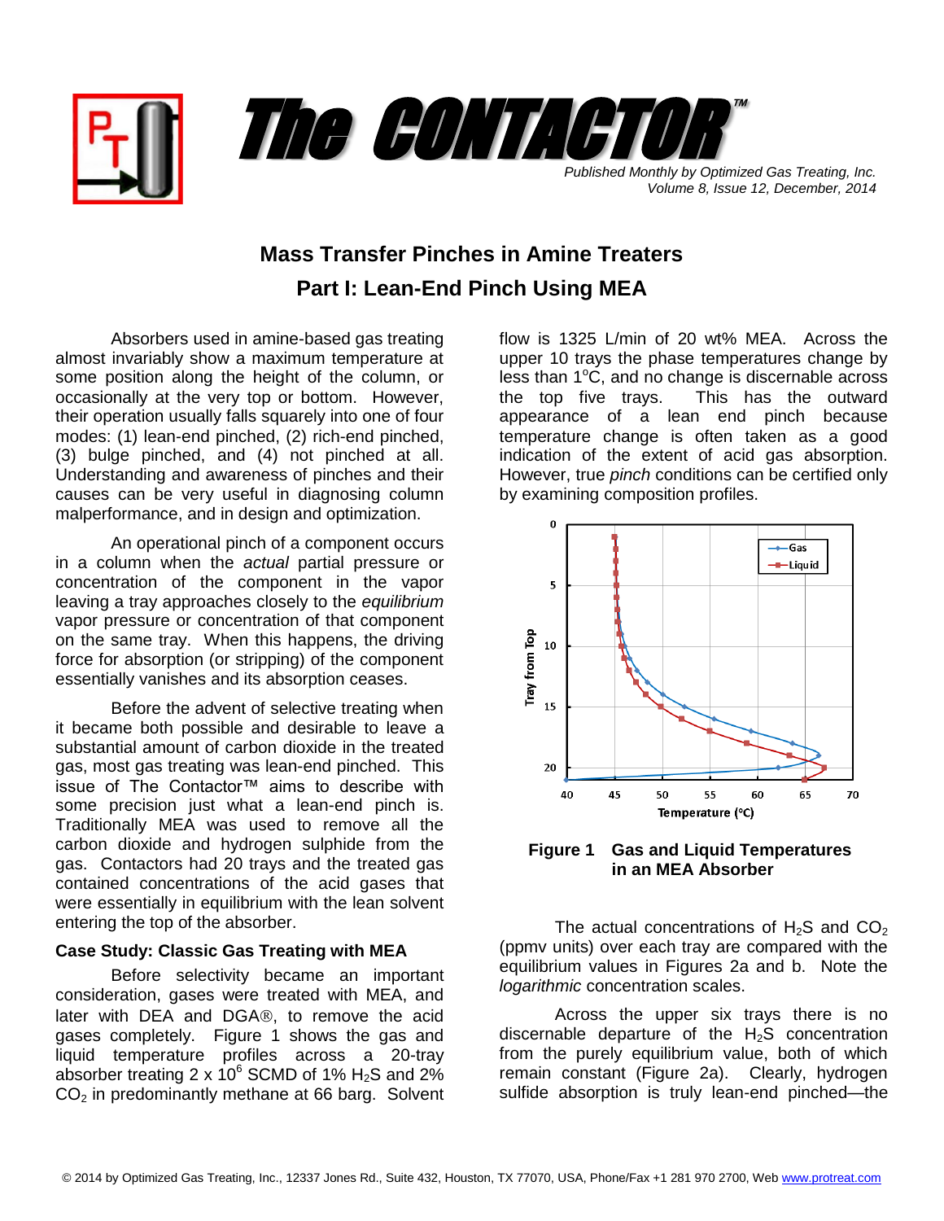# The CONTACTOR™

*Published Monthly by Optimized Gas Treating, Inc.*
*Volume 8, Issue 12, December, 2014*

## Mass Transfer Pinches in Amine Treaters

## Part I: Lean-End Pinch Using MEA

Absorbers used in amine-based gas treating almost invariably show a maximum temperature at some position along the height of the column, or occasionally at the very top or bottom. However, their operation usually falls squarely into one of four modes: (1) lean-end pinched, (2) rich-end pinched, (3) bulge pinched, and (4) not pinched at all. Understanding and awareness of pinches and their causes can be very useful in diagnosing column malperformance, and in design and optimization.

An operational pinch of a component occurs in a column when the *actual* partial pressure or concentration of the component in the vapor leaving a tray approaches closely to the *equilibrium* vapor pressure or concentration of that component on the same tray. When this happens, the driving force for absorption (or stripping) of the component essentially vanishes and its absorption ceases.

Before the advent of selective treating when it became both possible and desirable to leave a substantial amount of carbon dioxide in the treated gas, most gas treating was lean-end pinched. This issue of The Contactor™ aims to describe with some precision just what a lean-end pinch is. Traditionally MEA was used to remove all the carbon dioxide and hydrogen sulphide from the gas. Contactors had 20 trays and the treated gas contained concentrations of the acid gases that were essentially in equilibrium with the lean solvent entering the top of the absorber.

### Case Study: Classic Gas Treating with MEA

Before selectivity became an important consideration, gases were treated with MEA, and later with DEA and DGA®, to remove the acid gases completely. Figure 1 shows the gas and liquid temperature profiles across a 20-tray absorber treating 2 x $10^6$ SCMD of 1% $H_2S$ and 2% $CO_2$ in predominantly methane at 66 barg. Solvent flow is 1325 L/min of 20 wt% MEA. Across the upper 10 trays the phase temperatures change by less than 1°C, and no change is discernable across the top five trays. This has the outward appearance of a lean end pinch because temperature change is often taken as a good indication of the extent of acid gas absorption. However, true *pinch* conditions can be certified only by examining composition profiles.

**Figure 1 Gas and Liquid Temperatures in an MEA Absorber**

The actual concentrations of $H_2S$ and $CO_2$ (ppmv units) over each tray are compared with the equilibrium values in Figures 2a and b. Note the *logarithmic* concentration scales.

Across the upper six trays there is no discernable departure of the $H_2S$ concentration from the purely equilibrium value, both of which remain constant (Figure 2a). Clearly, hydrogen sulfide absorption is truly lean-end pinched—the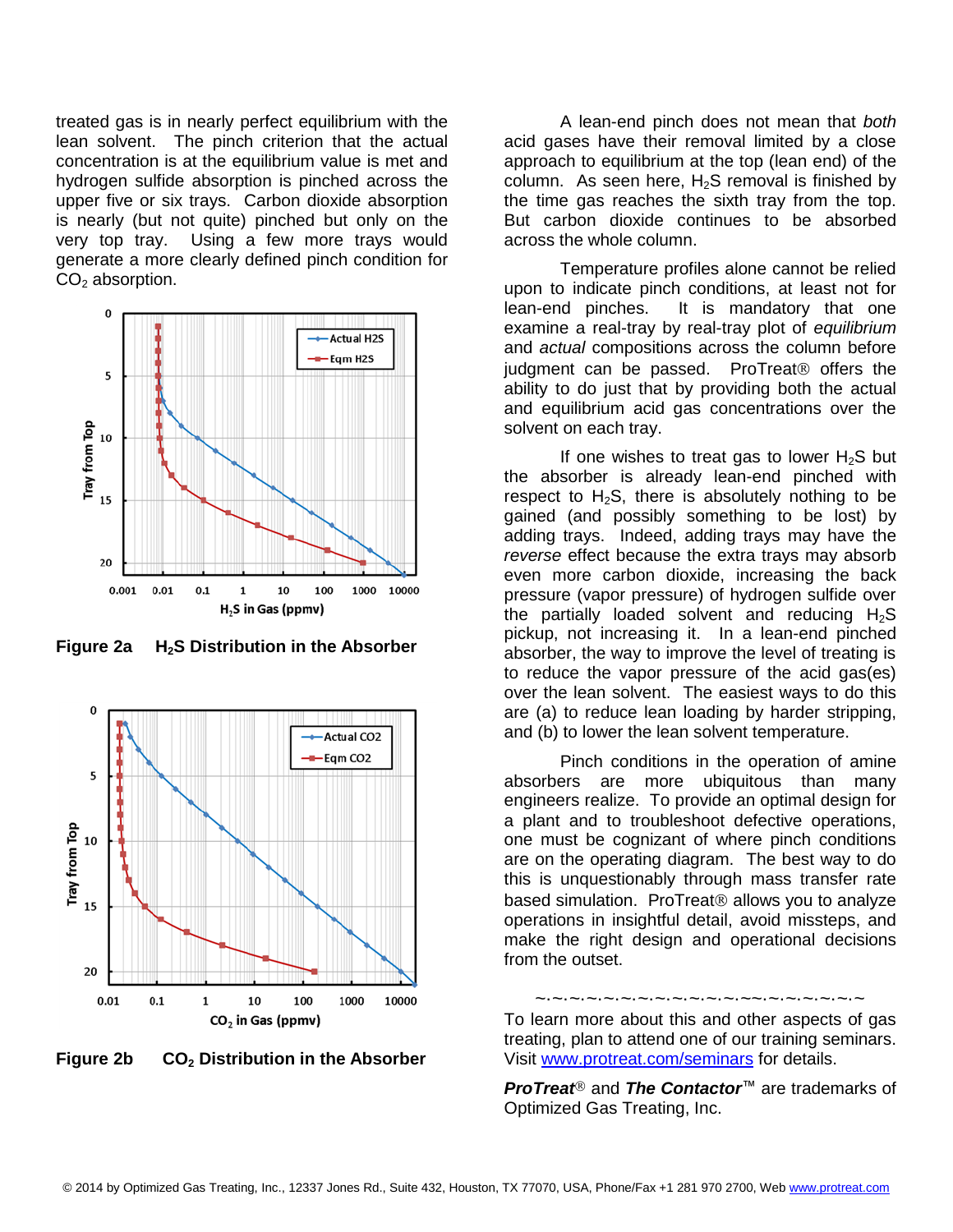treated gas is in nearly perfect equilibrium with the lean solvent. The pinch criterion that the actual concentration is at the equilibrium value is met and hydrogen sulfide absorption is pinched across the upper five or six trays. Carbon dioxide absorption is nearly (but not quite) pinched but only on the very top tray. Using a few more trays would generate a more clearly defined pinch condition for $CO_2$ absorption.

Actual H2S
Eqm H2S
Tray from Top
0
5
10
15
20
0.001 0.01 0.1 1 10 100 1000 10000
$H_2S$ in Gas (ppmv)

**Figure 2a  $H_2S$ Distribution in the Absorber**

Actual CO2
Eqm CO2
Tray from Top
0
5
10
15
20
0.01 0.1 1 10 100 1000 10000
$CO_2$ in Gas (ppmv)

**Figure 2b  $CO_2$ Distribution in the Absorber**

A lean-end pinch does not mean that *both* acid gases have their removal limited by a close approach to equilibrium at the top (lean end) of the column. As seen here, $H_2S$ removal is finished by the time gas reaches the sixth tray from the top. But carbon dioxide continues to be absorbed across the whole column.

Temperature profiles alone cannot be relied upon to indicate pinch conditions, at least not for lean-end pinches. It is mandatory that one examine a real-tray by real-tray plot of *equilibrium* and *actual* compositions across the column before judgment can be passed. ProTreat® offers the ability to do just that by providing both the actual and equilibrium acid gas concentrations over the solvent on each tray.

If one wishes to treat gas to lower $H_2S$ but the absorber is already lean-end pinched with respect to $H_2S$, there is absolutely nothing to be gained (and possibly something to be lost) by adding trays. Indeed, adding trays may have the *reverse* effect because the extra trays may absorb even more carbon dioxide, increasing the back pressure (vapor pressure) of hydrogen sulfide over the partially loaded solvent and reducing $H_2S$ pickup, not increasing it. In a lean-end pinched absorber, the way to improve the level of treating is to reduce the vapor pressure of the acid gas(es) over the lean solvent. The easiest ways to do this are (a) to reduce lean loading by harder stripping, and (b) to lower the lean solvent temperature.

Pinch conditions in the operation of amine absorbers are more ubiquitous than many engineers realize. To provide an optimal design for a plant and to troubleshoot defective operations, one must be cognizant of where pinch conditions are on the operating diagram. The best way to do this is unquestionably through mass transfer rate based simulation. ProTreat® allows you to analyze operations in insightful detail, avoid missteps, and make the right design and operational decisions from the outset.

~.~.~.~.~.~.~.~.~.~.~.~.~.~~.~.~.~.~.~.~.~

To learn more about this and other aspects of gas treating, plan to attend one of our training seminars. Visit www.protreat.com/seminars for details.

***ProTreat***® and ***The Contactor***™ are trademarks of Optimized Gas Treating, Inc.

© 2014 by Optimized Gas Treating, Inc., 12337 Jones Rd., Suite 432, Houston, TX 77070, USA, Phone/Fax +1 281 970 2700, Web www.protreat.com